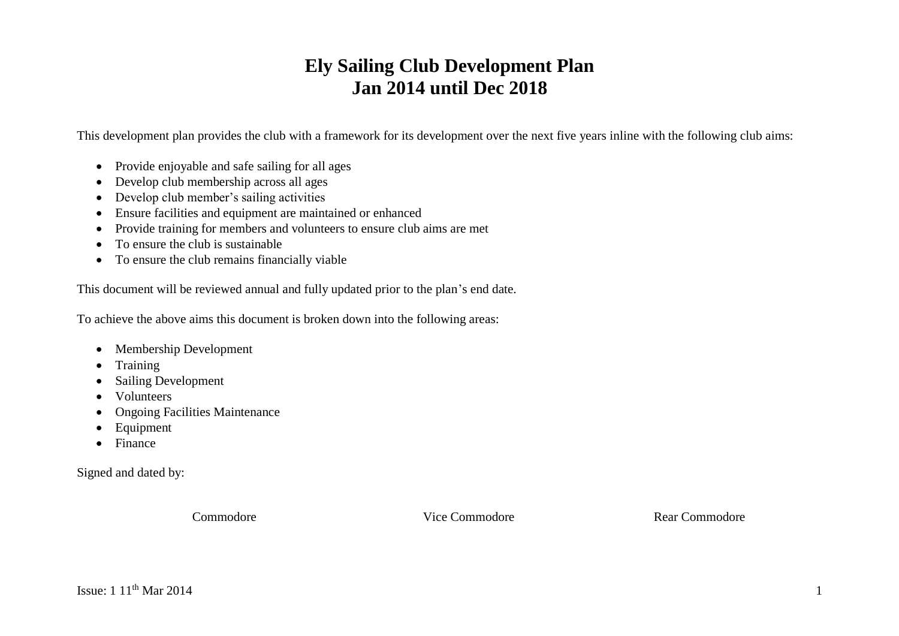# Ely Sailing Club Development Plan
# Jan 2014 until Dec 2018

This development plan provides the club with a framework for its development over the next five years inline with the following club aims:

- Provide enjoyable and safe sailing for all ages
- Develop club membership across all ages
- Develop club member's sailing activities
- Ensure facilities and equipment are maintained or enhanced
- Provide training for members and volunteers to ensure club aims are met
- To ensure the club is sustainable
- To ensure the club remains financially viable

This document will be reviewed annual and fully updated prior to the plan's end date.

To achieve the above aims this document is broken down into the following areas:

- Membership Development
- Training
- Sailing Development
- Volunteers
- Ongoing Facilities Maintenance
- Equipment
- Finance

Signed and dated by:

| Commodore | Vice Commodore | Rear Commodore |
|---|---|---|

Issue: 1 11th Mar 2014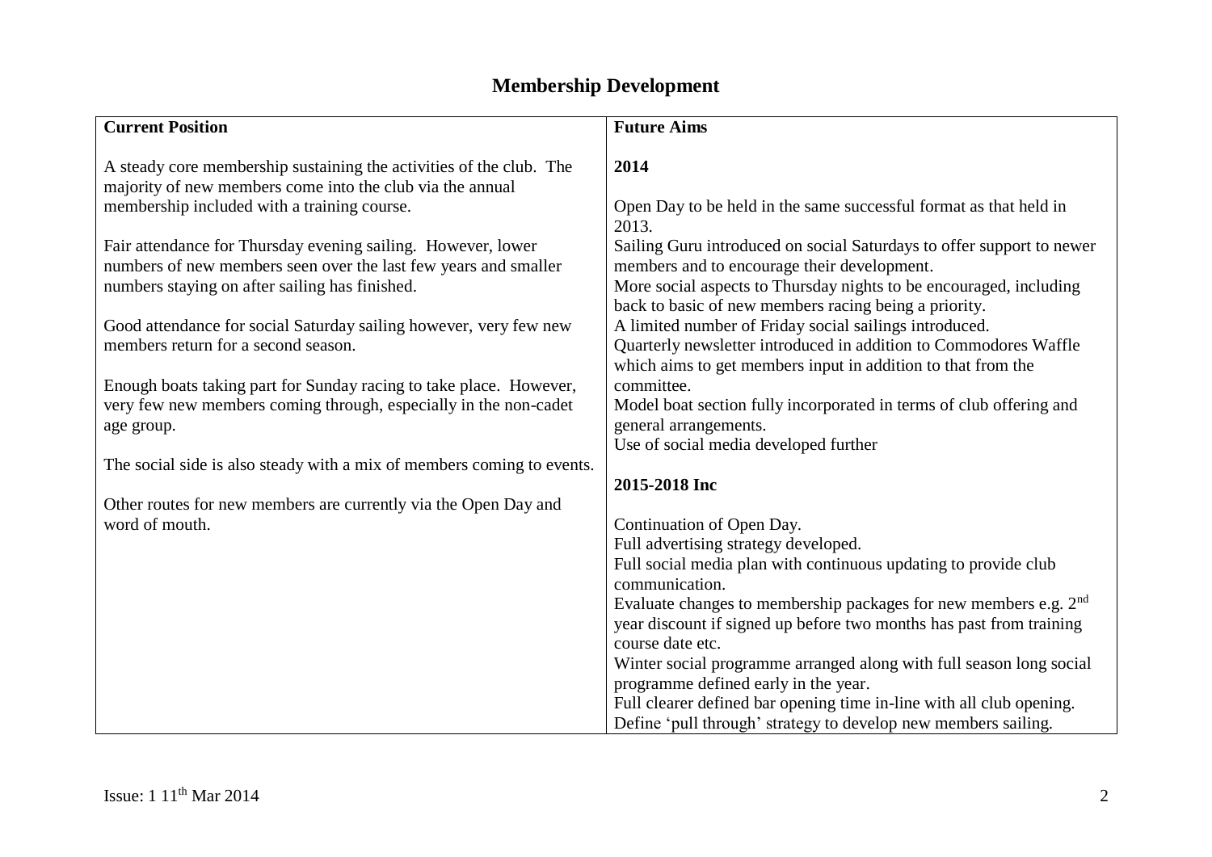# Membership Development

| Current Position | Future Aims |
|---|---|
| A steady core membership sustaining the activities of the club. The majority of new members come into the club via the annual membership included with a training course.<br><br>Fair attendance for Thursday evening sailing. However, lower numbers of new members seen over the last few years and smaller numbers staying on after sailing has finished.<br><br>Good attendance for social Saturday sailing however, very few new members return for a second season.<br><br>Enough boats taking part for Sunday racing to take place. However, very few new members coming through, especially in the non-cadet age group.<br><br>The social side is also steady with a mix of members coming to events.<br><br>Other routes for new members are currently via the Open Day and word of mouth. | **2014**<br><br>Open Day to be held in the same successful format as that held in 2013.<br>Sailing Guru introduced on social Saturdays to offer support to newer members and to encourage their development.<br>More social aspects to Thursday nights to be encouraged, including back to basic of new members racing being a priority.<br>A limited number of Friday social sailings introduced.<br>Quarterly newsletter introduced in addition to Commodores Waffle which aims to get members input in addition to that from the committee.<br>Model boat section fully incorporated in terms of club offering and general arrangements.<br>Use of social media developed further<br><br>**2015-2018 Inc**<br><br>Continuation of Open Day.<br>Full advertising strategy developed.<br>Full social media plan with continuous updating to provide club communication.<br>Evaluate changes to membership packages for new members e.g. 2nd year discount if signed up before two months has past from training course date etc.<br>Winter social programme arranged along with full season long social programme defined early in the year.<br>Full clearer defined bar opening time in-line with all club opening.<br>Define 'pull through' strategy to develop new members sailing. |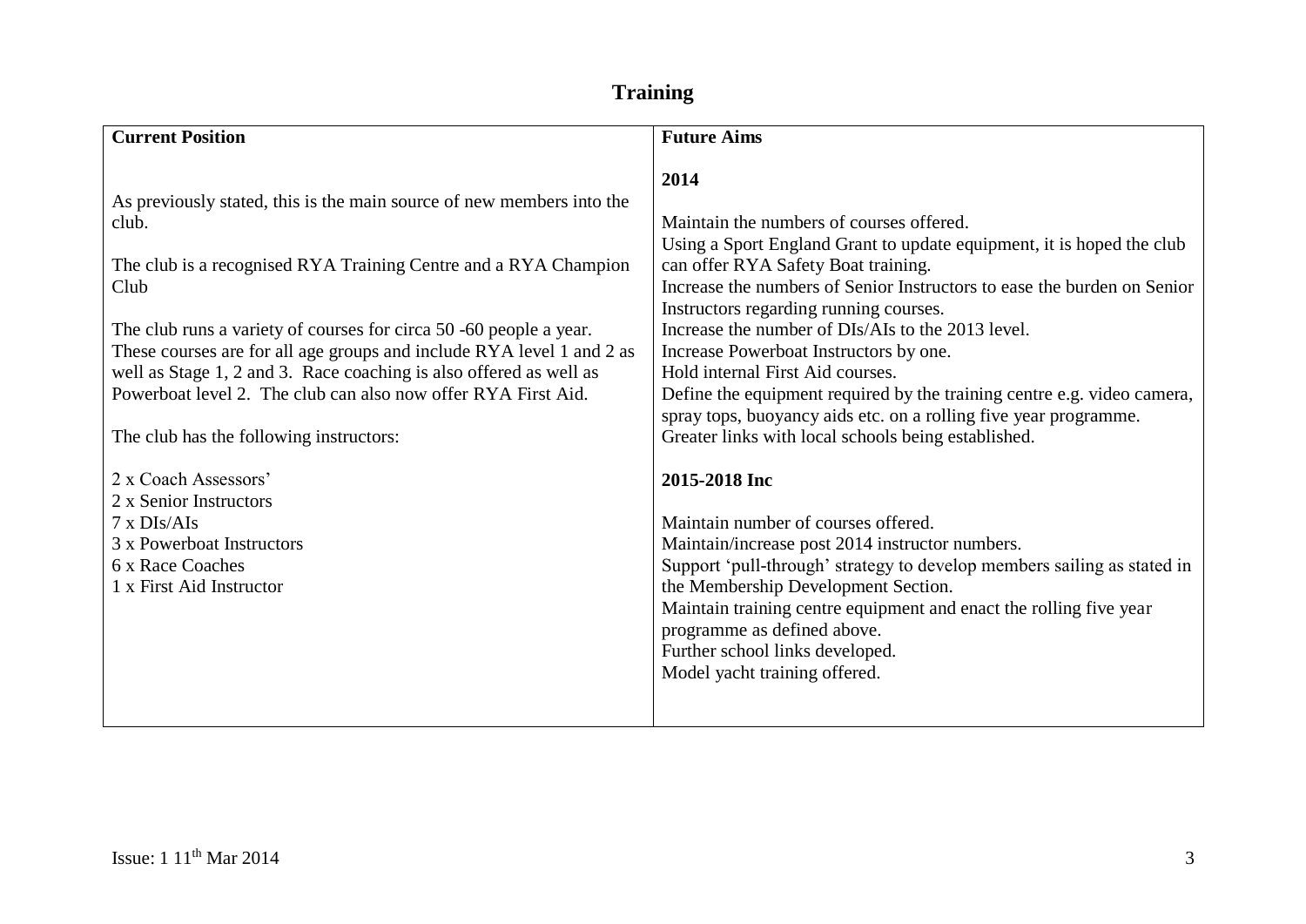# Training

| Current Position | Future Aims |
|---|---|
| As previously stated, this is the main source of new members into the club.<br><br>The club is a recognised RYA Training Centre and a RYA Champion Club<br><br>The club runs a variety of courses for circa 50 -60 people a year. These courses are for all age groups and include RYA level 1 and 2 as well as Stage 1, 2 and 3. Race coaching is also offered as well as Powerboat level 2. The club can also now offer RYA First Aid.<br><br>The club has the following instructors:<br><br>2 x Coach Assessors'<br>2 x Senior Instructors<br>7 x DIs/AIs<br>3 x Powerboat Instructors<br>6 x Race Coaches<br>1 x First Aid Instructor | **2014**<br><br>Maintain the numbers of courses offered.<br>Using a Sport England Grant to update equipment, it is hoped the club can offer RYA Safety Boat training.<br>Increase the numbers of Senior Instructors to ease the burden on Senior Instructors regarding running courses.<br>Increase the number of DIs/AIs to the 2013 level.<br>Increase Powerboat Instructors by one.<br>Hold internal First Aid courses.<br>Define the equipment required by the training centre e.g. video camera, spray tops, buoyancy aids etc. on a rolling five year programme.<br>Greater links with local schools being established.<br><br>**2015-2018 Inc**<br><br>Maintain number of courses offered.<br>Maintain/increase post 2014 instructor numbers.<br>Support 'pull-through' strategy to develop members sailing as stated in the Membership Development Section.<br>Maintain training centre equipment and enact the rolling five year programme as defined above.<br>Further school links developed.<br>Model yacht training offered. |

Issue: 1 11th Mar 2014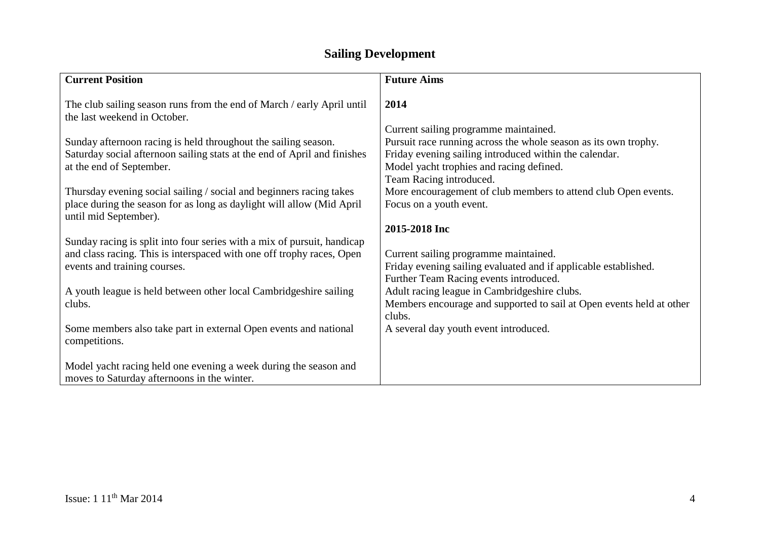# Sailing Development

| Current Position | Future Aims |
|---|---|
| The club sailing season runs from the end of March / early April until the last weekend in October.<br><br>Sunday afternoon racing is held throughout the sailing season. Saturday social afternoon sailing stats at the end of April and finishes at the end of September.<br><br>Thursday evening social sailing / social and beginners racing takes place during the season for as long as daylight will allow (Mid April until mid September).<br><br>Sunday racing is split into four series with a mix of pursuit, handicap and class racing. This is interspaced with one off trophy races, Open events and training courses.<br><br>A youth league is held between other local Cambridgeshire sailing clubs.<br><br>Some members also take part in external Open events and national competitions.<br><br>Model yacht racing held one evening a week during the season and moves to Saturday afternoons in the winter. | **2014**<br><br>Current sailing programme maintained.<br>Pursuit race running across the whole season as its own trophy.<br>Friday evening sailing introduced within the calendar.<br>Model yacht trophies and racing defined.<br>Team Racing introduced.<br>More encouragement of club members to attend club Open events.<br>Focus on a youth event.<br><br>**2015-2018 Inc**<br><br>Current sailing programme maintained.<br>Friday evening sailing evaluated and if applicable established.<br>Further Team Racing events introduced.<br>Adult racing league in Cambridgeshire clubs.<br>Members encourage and supported to sail at Open events held at other clubs.<br>A several day youth event introduced. |

Issue: 1 11th Mar 2014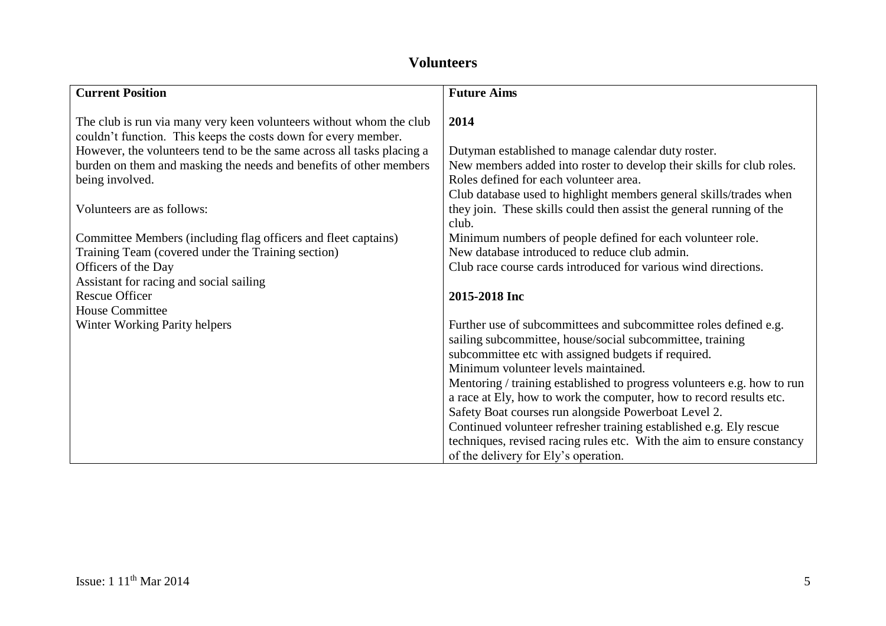## Volunteers

| Current Position | Future Aims |
|---|---|
| The club is run via many very keen volunteers without whom the club couldn't function. This keeps the costs down for every member. However, the volunteers tend to be the same across all tasks placing a burden on them and masking the needs and benefits of other members being involved.<br><br>Volunteers are as follows:<br><br>Committee Members (including flag officers and fleet captains)<br>Training Team (covered under the Training section)<br>Officers of the Day<br>Assistant for racing and social sailing<br>Rescue Officer<br>House Committee<br>Winter Working Parity helpers | **2014**<br><br>Dutyman established to manage calendar duty roster.<br>New members added into roster to develop their skills for club roles.<br>Roles defined for each volunteer area.<br>Club database used to highlight members general skills/trades when they join. These skills could then assist the general running of the club.<br>Minimum numbers of people defined for each volunteer role.<br>New database introduced to reduce club admin.<br>Club race course cards introduced for various wind directions.<br><br>**2015-2018 Inc**<br><br>Further use of subcommittees and subcommittee roles defined e.g. sailing subcommittee, house/social subcommittee, training subcommittee etc with assigned budgets if required.<br>Minimum volunteer levels maintained.<br>Mentoring / training established to progress volunteers e.g. how to run a race at Ely, how to work the computer, how to record results etc.<br>Safety Boat courses run alongside Powerboat Level 2.<br>Continued volunteer refresher training established e.g. Ely rescue techniques, revised racing rules etc. With the aim to ensure constancy of the delivery for Ely's operation. |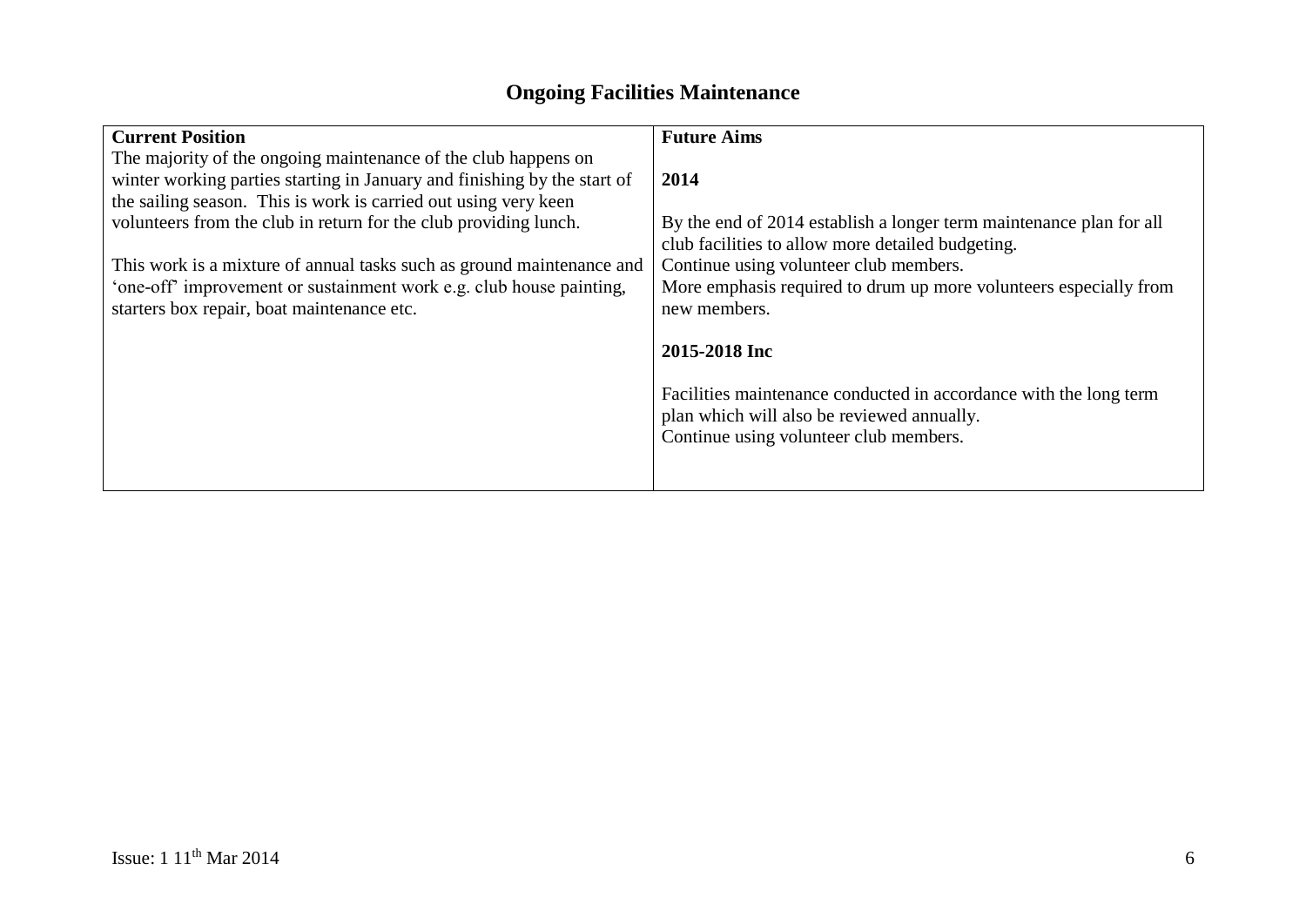# Ongoing Facilities Maintenance

| **Current Position** | **Future Aims** |
|---|---|
| The majority of the ongoing maintenance of the club happens on winter working parties starting in January and finishing by the start of the sailing season. This is work is carried out using very keen volunteers from the club in return for the club providing lunch.<br><br>This work is a mixture of annual tasks such as ground maintenance and 'one-off' improvement or sustainment work e.g. club house painting, starters box repair, boat maintenance etc. | **2014**<br><br>By the end of 2014 establish a longer term maintenance plan for all club facilities to allow more detailed budgeting.<br>Continue using volunteer club members.<br>More emphasis required to drum up more volunteers especially from new members.<br><br>**2015-2018 Inc**<br><br>Facilities maintenance conducted in accordance with the long term plan which will also be reviewed annually.<br>Continue using volunteer club members. |

Issue: 1 11th Mar 2014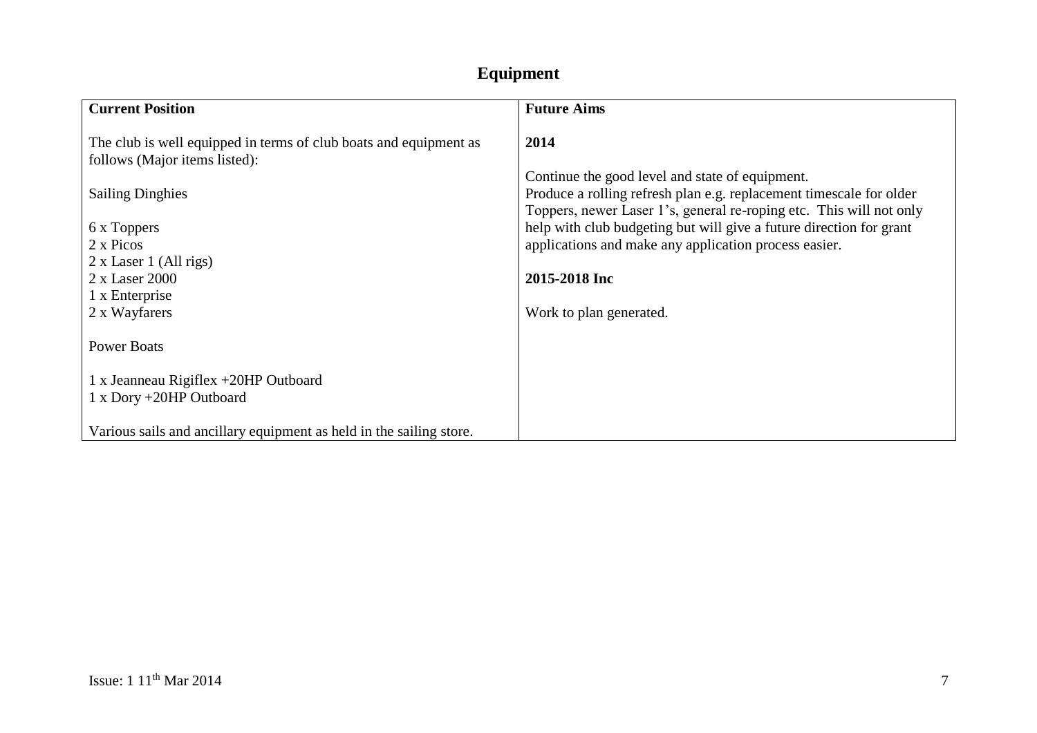# Equipment

| Current Position | Future Aims |
|---|---|
| The club is well equipped in terms of club boats and equipment as follows (Major items listed):<br><br>Sailing Dinghies<br><br>6 x Toppers<br>2 x Picos<br>2 x Laser 1 (All rigs)<br>2 x Laser 2000<br>1 x Enterprise<br>2 x Wayfarers<br><br>Power Boats<br><br>1 x Jeanneau Rigiflex +20HP Outboard<br>1 x Dory +20HP Outboard<br><br>Various sails and ancillary equipment as held in the sailing store. | **2014**<br><br>Continue the good level and state of equipment.<br>Produce a rolling refresh plan e.g. replacement timescale for older Toppers, newer Laser 1's, general re-roping etc. This will not only help with club budgeting but will give a future direction for grant applications and make any application process easier.<br><br>**2015-2018 Inc**<br><br>Work to plan generated. |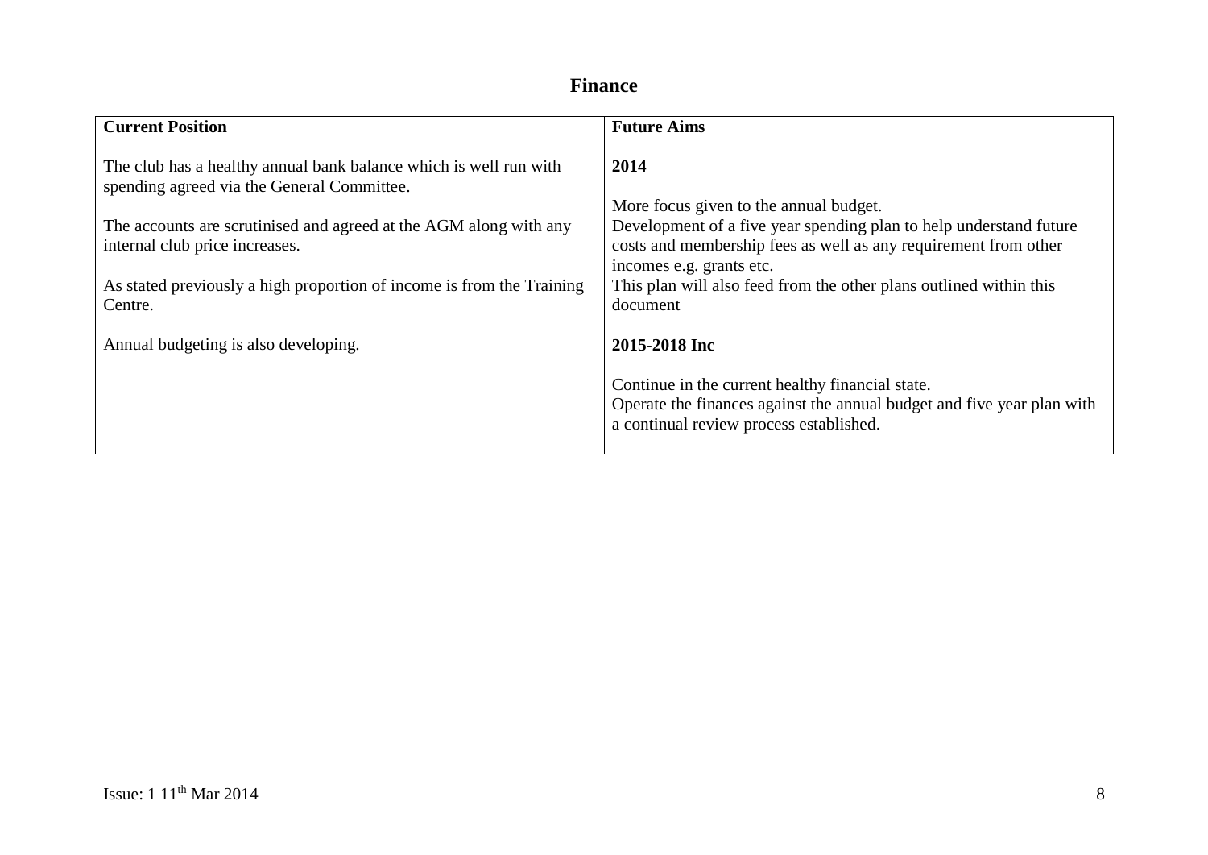# Finance

| Current Position | Future Aims |
|---|---|
| The club has a healthy annual bank balance which is well run with spending agreed via the General Committee.<br><br>The accounts are scrutinised and agreed at the AGM along with any internal club price increases.<br><br>As stated previously a high proportion of income is from the Training Centre.<br><br>Annual budgeting is also developing. | **2014**<br><br>More focus given to the annual budget.<br>Development of a five year spending plan to help understand future costs and membership fees as well as any requirement from other incomes e.g. grants etc.<br>This plan will also feed from the other plans outlined within this document<br><br>**2015-2018 Inc**<br><br>Continue in the current healthy financial state.<br>Operate the finances against the annual budget and five year plan with a continual review process established. |

Issue: 1 11th Mar 2014